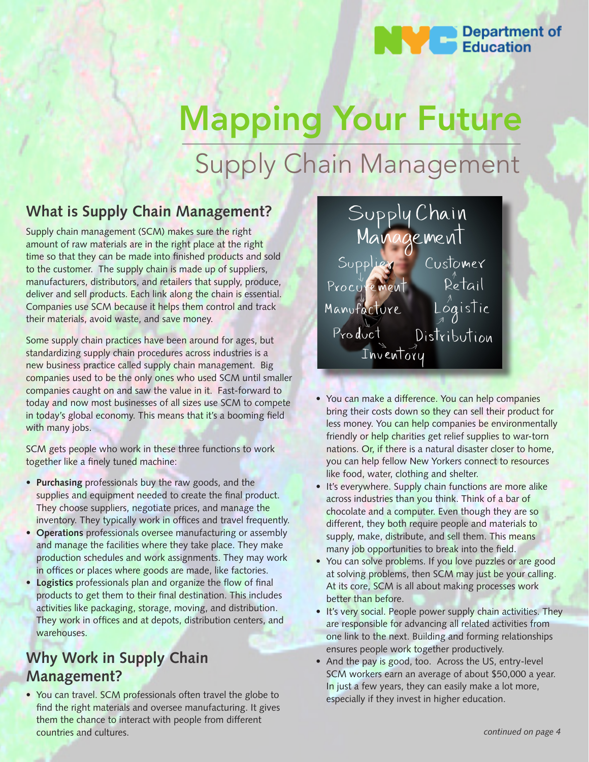# Mapping Your Future

## Supply Chain Management

## What is Supply Chain Management?

Supply chain management (SCM) makes sure the right amount of raw materials are in the right place at the right time so that they can be made into finished products and sold to the customer. The supply chain is made up of suppliers, manufacturers, distributors, and retailers that supply, produce, deliver and sell products. Each link along the chain is essential. Companies use SCM because it helps them control and track their materials, avoid waste, and save money.

Some supply chain practices have been around for ages, but standardizing supply chain procedures across industries is a new business practice called supply chain management. Big companies used to be the only ones who used SCM until smaller companies caught on and saw the value in it. Fast-forward to today and now most businesses of all sizes use SCM to compete in today's global economy. This means that it's a booming field with many jobs.

SCM gets people who work in these three functions to work together like a finely tuned machine:

- **Purchasing** professionals buy the raw goods, and the supplies and equipment needed to create the final product. They choose suppliers, negotiate prices, and manage the inventory. They typically work in offices and travel frequently.
- **Operations** professionals oversee manufacturing or assembly and manage the facilities where they take place. They make production schedules and work assignments. They may work in offices or places where goods are made, like factories.
- **Logistics** professionals plan and organize the flow of final products to get them to their final destination. This includes activities like packaging, storage, moving, and distribution. They work in offices and at depots, distribution centers, and warehouses.

## Why Work in Supply Chain Management?

- You can travel. SCM professionals often travel the globe to find the right materials and oversee manufacturing. It gives them the chance to interact with people from different countries and cultures.
- You can make a difference. You can help companies bring their costs down so they can sell their product for less money. You can help companies be environmentally friendly or help charities get relief supplies to war-torn nations. Or, if there is a natural disaster closer to home, you can help fellow New Yorkers connect to resources like food, water, clothing and shelter.
- It's everywhere. Supply chain functions are more alike across industries than you think. Think of a bar of chocolate and a computer. Even though they are so different, they both require people and materials to supply, make, distribute, and sell them. This means many job opportunities to break into the field.
- You can solve problems. If you love puzzles or are good at solving problems, then SCM may just be your calling. At its core, SCM is all about making processes work better than before.
- It's very social. People power supply chain activities. They are responsible for advancing all related activities from one link to the next. Building and forming relationships ensures people work together productively.
- And the pay is good, too. Across the US, entry-level SCM workers earn an average of about $50,000 a year. In just a few years, they can easily make a lot more, especially if they invest in higher education.

*continued on page 4*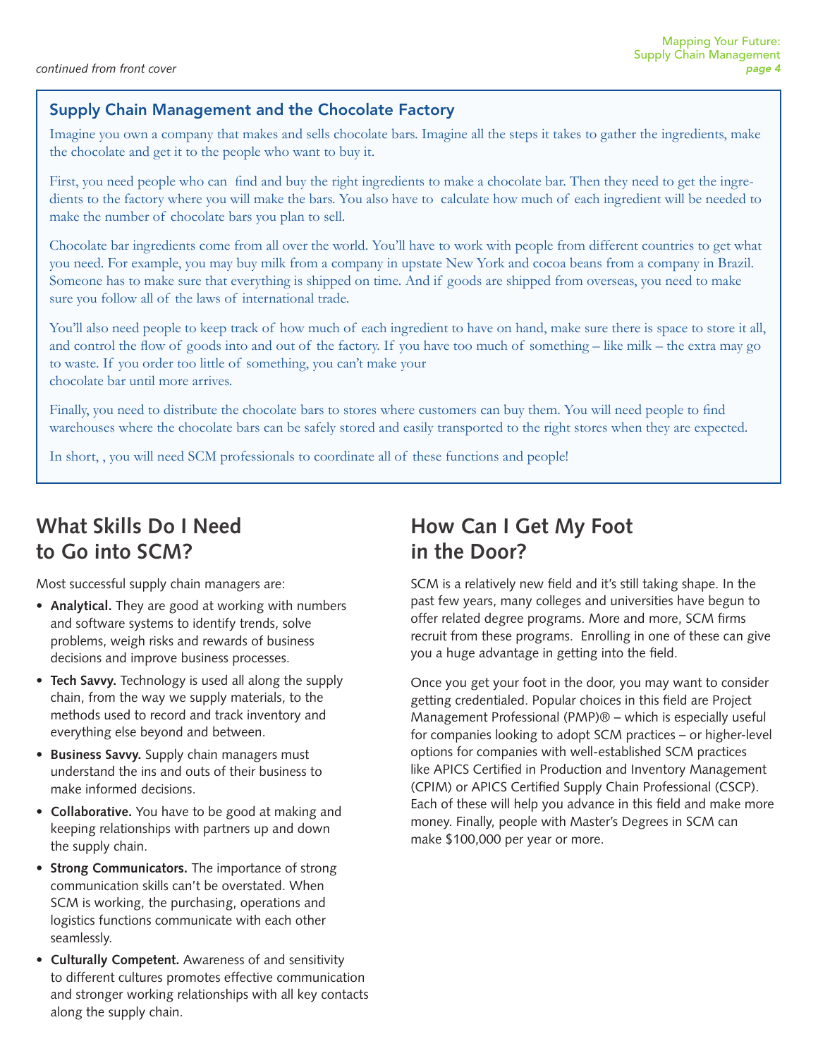*continued from front cover*

## Supply Chain Management and the Chocolate Factory

Imagine you own a company that makes and sells chocolate bars. Imagine all the steps it takes to gather the ingredients, make the chocolate and get it to the people who want to buy it.

First, you need people who can find and buy the right ingredients to make a chocolate bar. Then they need to get the ingredients to the factory where you will make the bars. You also have to calculate how much of each ingredient will be needed to make the number of chocolate bars you plan to sell.

Chocolate bar ingredients come from all over the world. You'll have to work with people from different countries to get what you need. For example, you may buy milk from a company in upstate New York and cocoa beans from a company in Brazil. Someone has to make sure that everything is shipped on time. And if goods are shipped from overseas, you need to make sure you follow all of the laws of international trade.

You'll also need people to keep track of how much of each ingredient to have on hand, make sure there is space to store it all, and control the flow of goods into and out of the factory. If you have too much of something – like milk – the extra may go to waste. If you order too little of something, you can't make your chocolate bar until more arrives.

Finally, you need to distribute the chocolate bars to stores where customers can buy them. You will need people to find warehouses where the chocolate bars can be safely stored and easily transported to the right stores when they are expected.

In short, , you will need SCM professionals to coordinate all of these functions and people!

## What Skills Do I Need to Go into SCM?

Most successful supply chain managers are:

- **Analytical.** They are good at working with numbers and software systems to identify trends, solve problems, weigh risks and rewards of business decisions and improve business processes.
- **Tech Savvy.** Technology is used all along the supply chain, from the way we supply materials, to the methods used to record and track inventory and everything else beyond and between.
- **Business Savvy.** Supply chain managers must understand the ins and outs of their business to make informed decisions.
- **Collaborative.** You have to be good at making and keeping relationships with partners up and down the supply chain.
- **Strong Communicators.** The importance of strong communication skills can't be overstated. When SCM is working, the purchasing, operations and logistics functions communicate with each other seamlessly.
- **Culturally Competent.** Awareness of and sensitivity to different cultures promotes effective communication and stronger working relationships with all key contacts along the supply chain.

## How Can I Get My Foot in the Door?

SCM is a relatively new field and it's still taking shape. In the past few years, many colleges and universities have begun to offer related degree programs. More and more, SCM firms recruit from these programs. Enrolling in one of these can give you a huge advantage in getting into the field.

Once you get your foot in the door, you may want to consider getting credentialed. Popular choices in this field are Project Management Professional (PMP)® – which is especially useful for companies looking to adopt SCM practices – or higher-level options for companies with well-established SCM practices like APICS Certified in Production and Inventory Management (CPIM) or APICS Certified Supply Chain Professional (CSCP). Each of these will help you advance in this field and make more money. Finally, people with Master's Degrees in SCM can make $100,000 per year or more.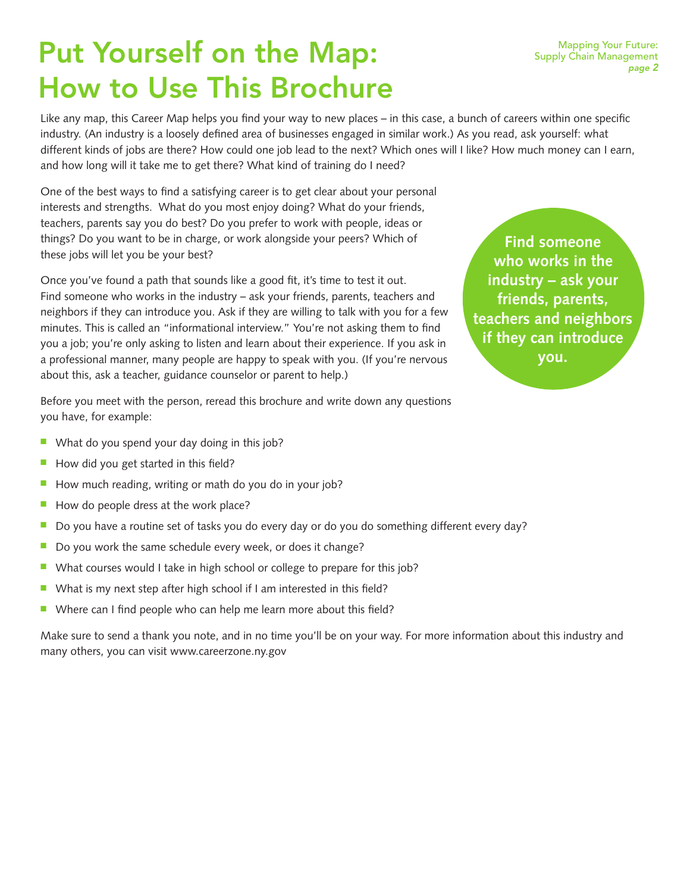# Put Yourself on the Map: How to Use This Brochure

Like any map, this Career Map helps you find your way to new places – in this case, a bunch of careers within one specific industry. (An industry is a loosely defined area of businesses engaged in similar work.) As you read, ask yourself: what different kinds of jobs are there? How could one job lead to the next? Which ones will I like? How much money can I earn, and how long will it take me to get there? What kind of training do I need?

One of the best ways to find a satisfying career is to get clear about your personal interests and strengths. What do you most enjoy doing? What do your friends, teachers, parents say you do best? Do you prefer to work with people, ideas or things? Do you want to be in charge, or work alongside your peers? Which of these jobs will let you be your best?

Once you've found a path that sounds like a good fit, it's time to test it out. Find someone who works in the industry – ask your friends, parents, teachers and neighbors if they can introduce you. Ask if they are willing to talk with you for a few minutes. This is called an "informational interview." You're not asking them to find you a job; you're only asking to listen and learn about their experience. If you ask in a professional manner, many people are happy to speak with you. (If you're nervous about this, ask a teacher, guidance counselor or parent to help.)

**Find someone who works in the industry – ask your friends, parents, teachers and neighbors if they can introduce you.**

Before you meet with the person, reread this brochure and write down any questions you have, for example:

- What do you spend your day doing in this job?
- How did you get started in this field?
- How much reading, writing or math do you do in your job?
- How do people dress at the work place?
- Do you have a routine set of tasks you do every day or do you do something different every day?
- Do you work the same schedule every week, or does it change?
- What courses would I take in high school or college to prepare for this job?
- What is my next step after high school if I am interested in this field?
- Where can I find people who can help me learn more about this field?

Make sure to send a thank you note, and in no time you'll be on your way. For more information about this industry and many others, you can visit www.careerzone.ny.gov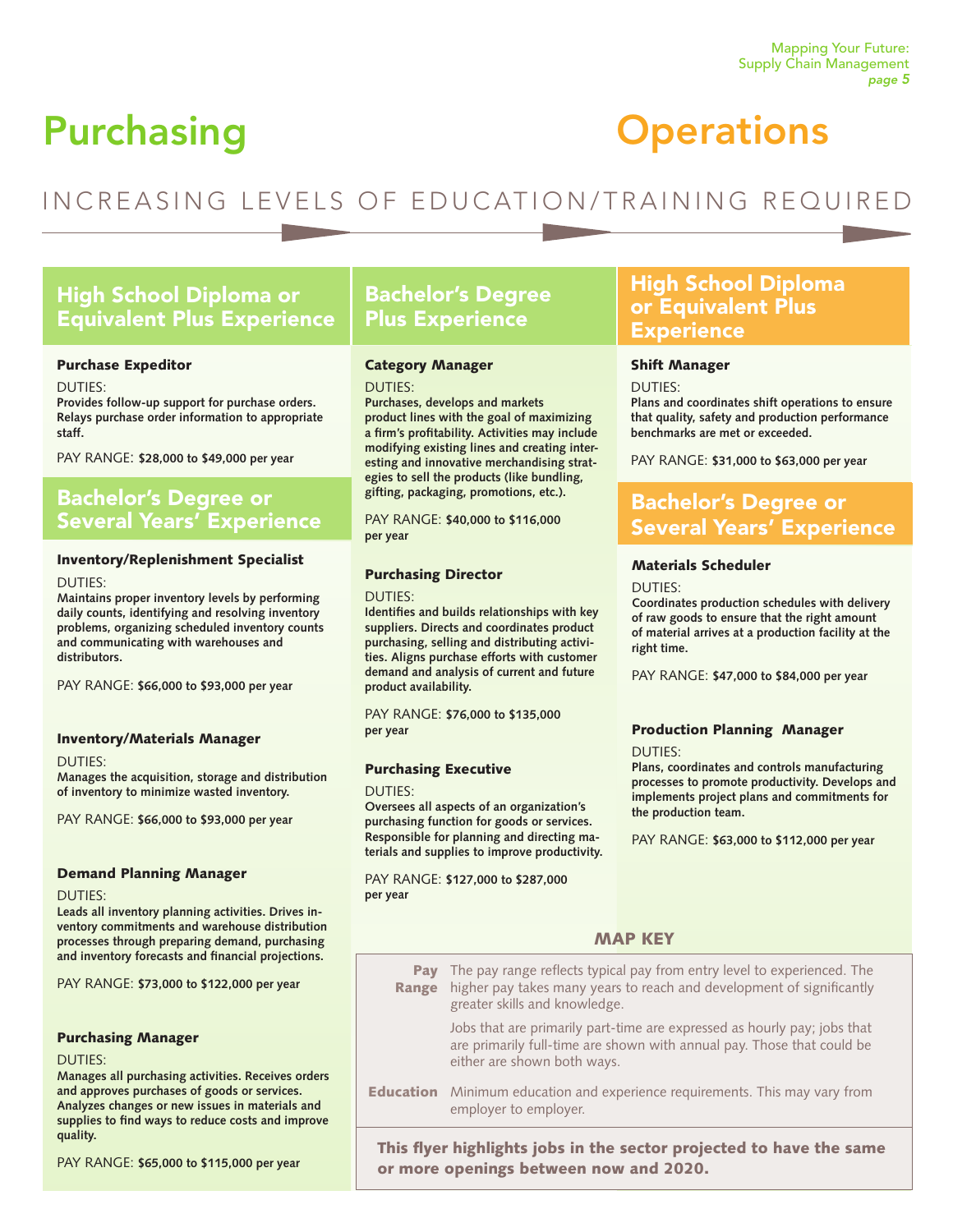# Purchasing

# Operations

INCREASING LEVELS OF EDUCATION/TRAINING REQUIRED

## Purchasing

### High School Diploma or Equivalent Plus Experience

**Purchase Expeditor**

DUTIES:
**Provides follow-up support for purchase orders. Relays purchase order information to appropriate staff.**

PAY RANGE: **$28,000 to $49,000 per year**

### Bachelor's Degree or Several Years' Experience

**Inventory/Replenishment Specialist**

DUTIES:
**Maintains proper inventory levels by performing daily counts, identifying and resolving inventory problems, organizing scheduled inventory counts and communicating with warehouses and distributors.**

PAY RANGE: **$66,000 to $93,000 per year**

**Inventory/Materials Manager**

DUTIES:
**Manages the acquisition, storage and distribution of inventory to minimize wasted inventory.**

PAY RANGE: **$66,000 to $93,000 per year**

**Demand Planning Manager**

DUTIES:
**Leads all inventory planning activities. Drives inventory commitments and warehouse distribution processes through preparing demand, purchasing and inventory forecasts and financial projections.**

PAY RANGE: **$73,000 to $122,000 per year**

**Purchasing Manager**

DUTIES:
**Manages all purchasing activities. Receives orders and approves purchases of goods or services. Analyzes changes or new issues in materials and supplies to find ways to reduce costs and improve quality.**

PAY RANGE: **$65,000 to $115,000 per year**

### Bachelor's Degree Plus Experience

**Category Manager**

DUTIES:
**Purchases, develops and markets product lines with the goal of maximizing a firm's profitability. Activities may include modifying existing lines and creating interesting and innovative merchandising strategies to sell the products (like bundling, gifting, packaging, promotions, etc.).**

PAY RANGE: **$40,000 to $116,000 per year**

**Purchasing Director**

DUTIES:
**Identifies and builds relationships with key suppliers. Directs and coordinates product purchasing, selling and distributing activities. Aligns purchase efforts with customer demand and analysis of current and future product availability.**

PAY RANGE: **$76,000 to $135,000 per year**

**Purchasing Executive**

DUTIES:
**Oversees all aspects of an organization's purchasing function for goods or services. Responsible for planning and directing materials and supplies to improve productivity.**

PAY RANGE: **$127,000 to $287,000 per year**

## Operations

### High School Diploma or Equivalent Plus Experience

**Shift Manager**

DUTIES:
**Plans and coordinates shift operations to ensure that quality, safety and production performance benchmarks are met or exceeded.**

PAY RANGE: **$31,000 to $63,000 per year**

### Bachelor's Degree or Several Years' Experience

**Materials Scheduler**

DUTIES:
**Coordinates production schedules with delivery of raw goods to ensure that the right amount of material arrives at a production facility at the right time.**

PAY RANGE: **$47,000 to $84,000 per year**

**Production Planning Manager**

DUTIES:
**Plans, coordinates and controls manufacturing processes to promote productivity. Develops and implements project plans and commitments for the production team.**

PAY RANGE: **$63,000 to $112,000 per year**

## MAP KEY

**Pay Range** The pay range reflects typical pay from entry level to experienced. The higher pay takes many years to reach and development of significantly greater skills and knowledge.

Jobs that are primarily part-time are expressed as hourly pay; jobs that are primarily full-time are shown with annual pay. Those that could be either are shown both ways.

**Education** Minimum education and experience requirements. This may vary from employer to employer.

**This flyer highlights jobs in the sector projected to have the same or more openings between now and 2020.**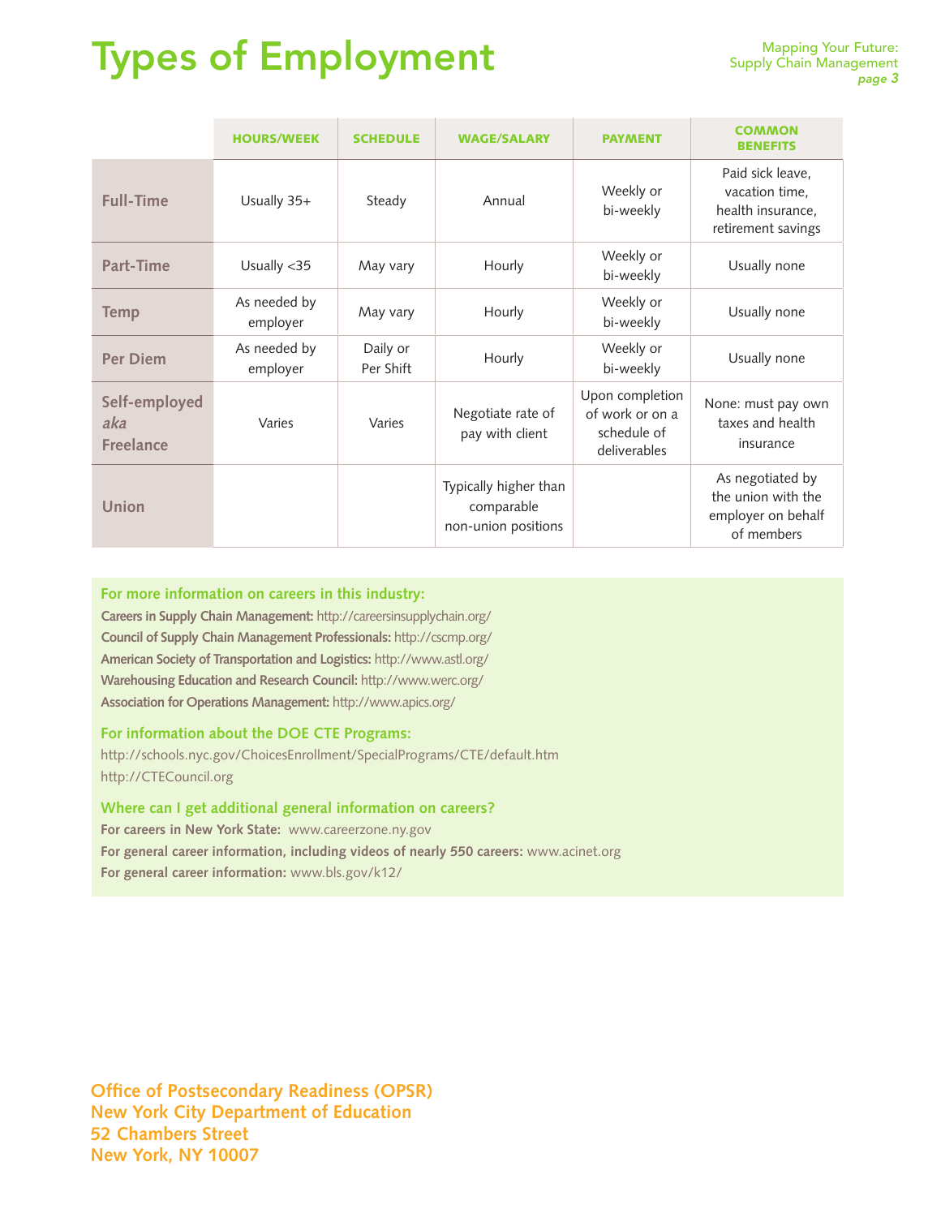# Types of Employment

| | HOURS/WEEK | SCHEDULE | WAGE/SALARY | PAYMENT | COMMON BENEFITS |
|---|---|---|---|---|---|
| **Full-Time** | Usually 35+ | Steady | Annual | Weekly or bi-weekly | Paid sick leave, vacation time, health insurance, retirement savings |
| **Part-Time** | Usually <35 | May vary | Hourly | Weekly or bi-weekly | Usually none |
| **Temp** | As needed by employer | May vary | Hourly | Weekly or bi-weekly | Usually none |
| **Per Diem** | As needed by employer | Daily or Per Shift | Hourly | Weekly or bi-weekly | Usually none |
| **Self-employed *aka* Freelance** | Varies | Varies | Negotiate rate of pay with client | Upon completion of work or on a schedule of deliverables | None: must pay own taxes and health insurance |
| **Union** | | | Typically higher than comparable non-union positions | | As negotiated by the union with the employer on behalf of members |

### For more information on careers in this industry:

**Careers in Supply Chain Management:** http://careersinsupplychain.org/
**Council of Supply Chain Management Professionals:** http://cscmp.org/
**American Society of Transportation and Logistics:** http://www.astl.org/
**Warehousing Education and Research Council:** http://www.werc.org/
**Association for Operations Management:** http://www.apics.org/

### For information about the DOE CTE Programs:

http://schools.nyc.gov/ChoicesEnrollment/SpecialPrograms/CTE/default.htm
http://CTECouncil.org

### Where can I get additional general information on careers?

**For careers in New York State:** www.careerzone.ny.gov
**For general career information, including videos of nearly 550 careers:** www.acinet.org
**For general career information:** www.bls.gov/k12/

**Office of Postsecondary Readiness (OPSR)**
**New York City Department of Education**
**52 Chambers Street**
**New York, NY 10007**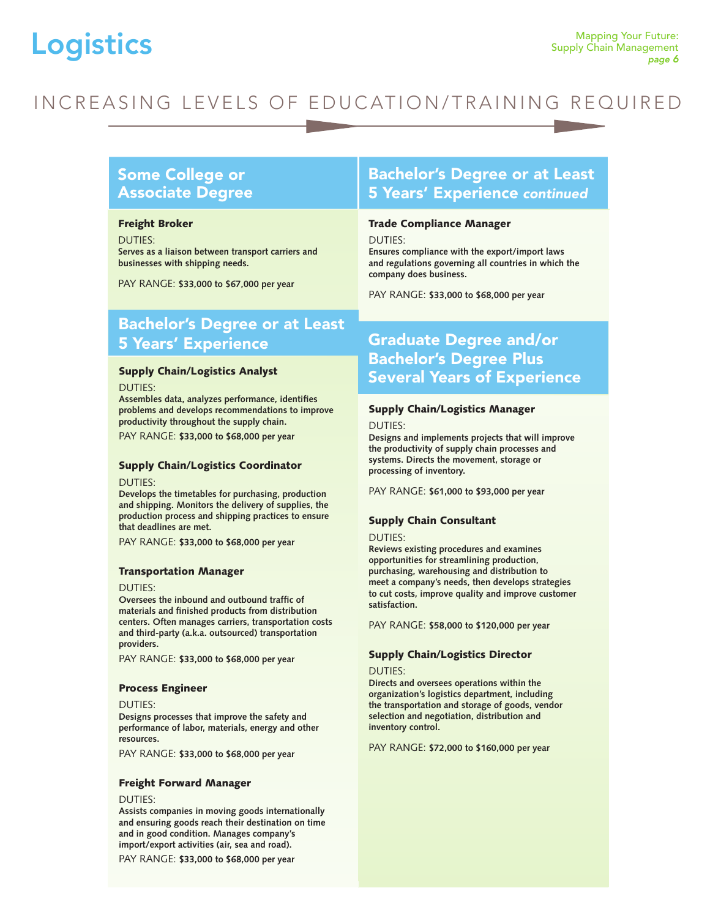# Logistics

INCREASING LEVELS OF EDUCATION/TRAINING REQUIRED

## Some College or Associate Degree

### Freight Broker

DUTIES:
**Serves as a liaison between transport carriers and businesses with shipping needs.**

PAY RANGE: **$33,000 to $67,000 per year**

## Bachelor's Degree or at Least 5 Years' Experience

### Supply Chain/Logistics Analyst

DUTIES:
**Assembles data, analyzes performance, identifies problems and develops recommendations to improve productivity throughout the supply chain.**

PAY RANGE: **$33,000 to $68,000 per year**

### Supply Chain/Logistics Coordinator

DUTIES:
**Develops the timetables for purchasing, production and shipping. Monitors the delivery of supplies, the production process and shipping practices to ensure that deadlines are met.**

PAY RANGE: **$33,000 to $68,000 per year**

### Transportation Manager

DUTIES:
**Oversees the inbound and outbound traffic of materials and finished products from distribution centers. Often manages carriers, transportation costs and third-party (a.k.a. outsourced) transportation providers.**

PAY RANGE: **$33,000 to $68,000 per year**

### Process Engineer

DUTIES:
**Designs processes that improve the safety and performance of labor, materials, energy and other resources.**

PAY RANGE: **$33,000 to $68,000 per year**

### Freight Forward Manager

DUTIES:
**Assists companies in moving goods internationally and ensuring goods reach their destination on time and in good condition. Manages company's import/export activities (air, sea and road).**

PAY RANGE: **$33,000 to $68,000 per year**

## Bachelor's Degree or at Least 5 Years' Experience *continued*

### Trade Compliance Manager

DUTIES:
**Ensures compliance with the export/import laws and regulations governing all countries in which the company does business.**

PAY RANGE: **$33,000 to $68,000 per year**

## Graduate Degree and/or Bachelor's Degree Plus Several Years of Experience

### Supply Chain/Logistics Manager

DUTIES:
**Designs and implements projects that will improve the productivity of supply chain processes and systems. Directs the movement, storage or processing of inventory.**

PAY RANGE: **$61,000 to $93,000 per year**

### Supply Chain Consultant

DUTIES:
**Reviews existing procedures and examines opportunities for streamlining production, purchasing, warehousing and distribution to meet a company's needs, then develops strategies to cut costs, improve quality and improve customer satisfaction.**

PAY RANGE: **$58,000 to $120,000 per year**

### Supply Chain/Logistics Director

DUTIES:
**Directs and oversees operations within the organization's logistics department, including the transportation and storage of goods, vendor selection and negotiation, distribution and inventory control.**

PAY RANGE: **$72,000 to $160,000 per year**